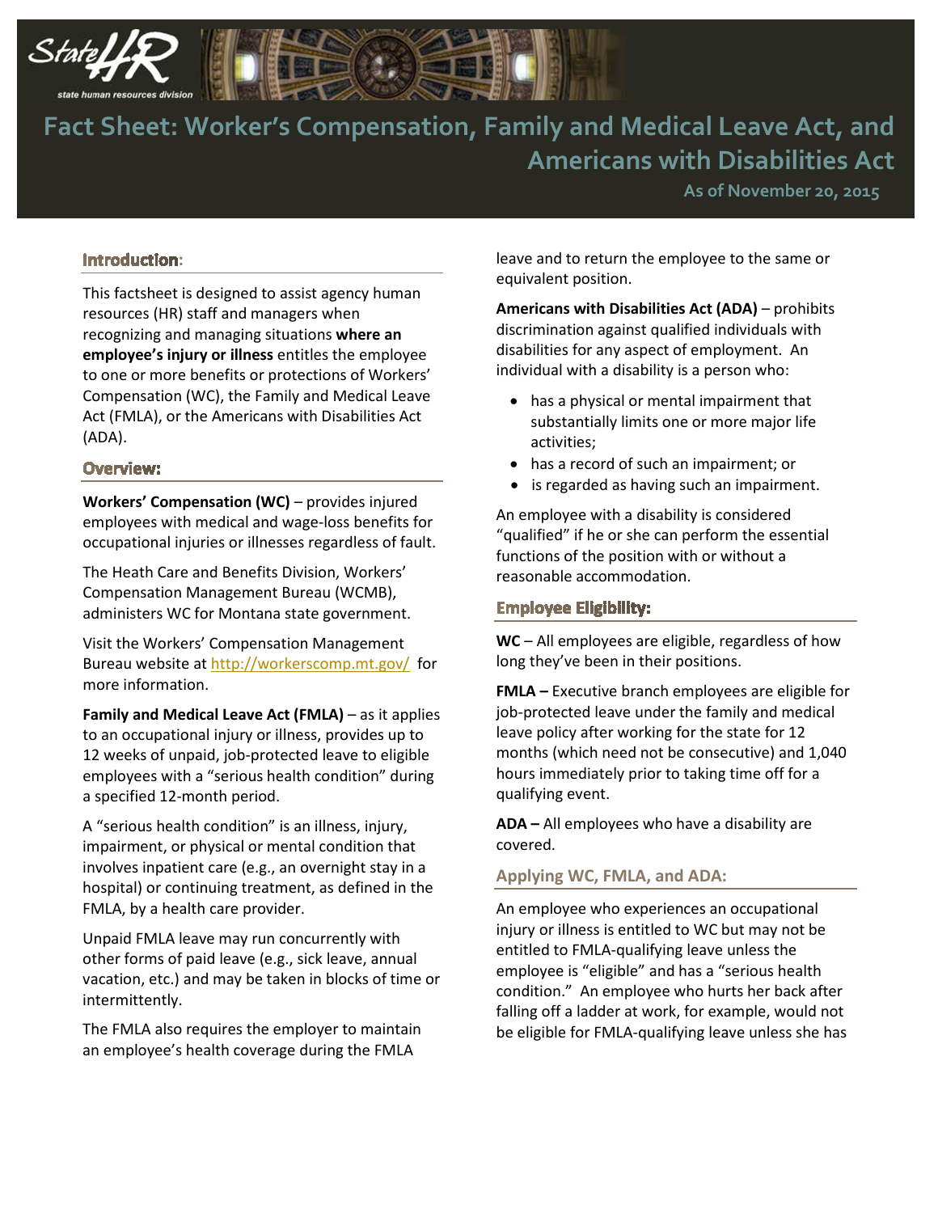# Fact Sheet: Worker's Compensation, Family and Medical Leave Act, and Americans with Disabilities Act

As of November 20, 2015

## Introduction:

This factsheet is designed to assist agency human resources (HR) staff and managers when recognizing and managing situations **where an employee's injury or illness** entitles the employee to one or more benefits or protections of Workers' Compensation (WC), the Family and Medical Leave Act (FMLA), or the Americans with Disabilities Act (ADA).

## Overview:

**Workers' Compensation (WC)** – provides injured employees with medical and wage-loss benefits for occupational injuries or illnesses regardless of fault.

The Heath Care and Benefits Division, Workers' Compensation Management Bureau (WCMB), administers WC for Montana state government.

Visit the Workers' Compensation Management Bureau website at http://workerscomp.mt.gov/ for more information.

**Family and Medical Leave Act (FMLA)** – as it applies to an occupational injury or illness, provides up to 12 weeks of unpaid, job-protected leave to eligible employees with a "serious health condition" during a specified 12-month period.

A "serious health condition" is an illness, injury, impairment, or physical or mental condition that involves inpatient care (e.g., an overnight stay in a hospital) or continuing treatment, as defined in the FMLA, by a health care provider.

Unpaid FMLA leave may run concurrently with other forms of paid leave (e.g., sick leave, annual vacation, etc.) and may be taken in blocks of time or intermittently.

The FMLA also requires the employer to maintain an employee's health coverage during the FMLA leave and to return the employee to the same or equivalent position.

**Americans with Disabilities Act (ADA)** – prohibits discrimination against qualified individuals with disabilities for any aspect of employment. An individual with a disability is a person who:

- has a physical or mental impairment that substantially limits one or more major life activities;
- has a record of such an impairment; or
- is regarded as having such an impairment.

An employee with a disability is considered "qualified" if he or she can perform the essential functions of the position with or without a reasonable accommodation.

## Employee Eligibility:

**WC** – All employees are eligible, regardless of how long they've been in their positions.

**FMLA –** Executive branch employees are eligible for job-protected leave under the family and medical leave policy after working for the state for 12 months (which need not be consecutive) and 1,040 hours immediately prior to taking time off for a qualifying event.

**ADA –** All employees who have a disability are covered.

## Applying WC, FMLA, and ADA:

An employee who experiences an occupational injury or illness is entitled to WC but may not be entitled to FMLA-qualifying leave unless the employee is "eligible" and has a "serious health condition." An employee who hurts her back after falling off a ladder at work, for example, would not be eligible for FMLA-qualifying leave unless she has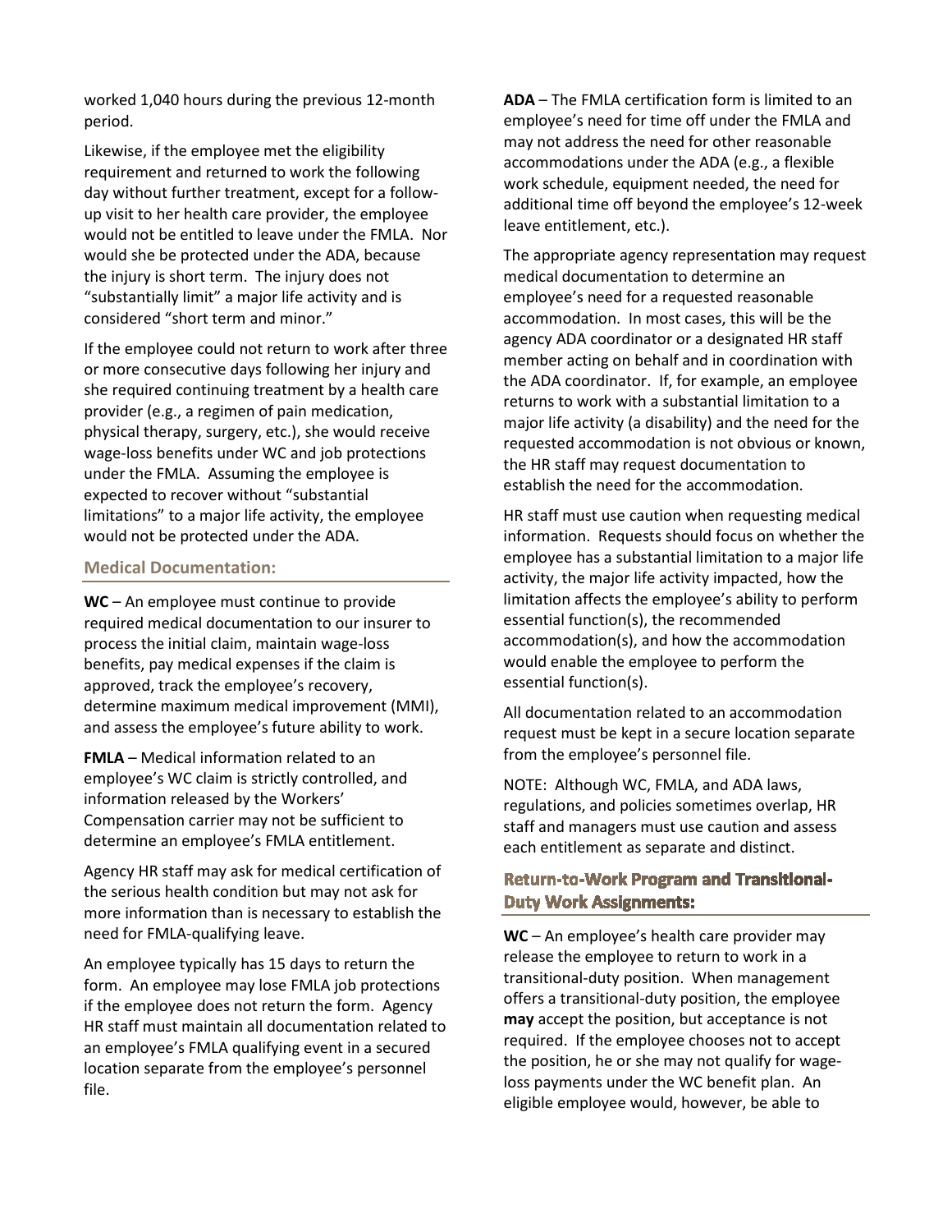worked 1,040 hours during the previous 12-month period.

Likewise, if the employee met the eligibility requirement and returned to work the following day without further treatment, except for a follow-up visit to her health care provider, the employee would not be entitled to leave under the FMLA. Nor would she be protected under the ADA, because the injury is short term. The injury does not "substantially limit" a major life activity and is considered "short term and minor."

If the employee could not return to work after three or more consecutive days following her injury and she required continuing treatment by a health care provider (e.g., a regimen of pain medication, physical therapy, surgery, etc.), she would receive wage-loss benefits under WC and job protections under the FMLA. Assuming the employee is expected to recover without "substantial limitations" to a major life activity, the employee would not be protected under the ADA.

### Medical Documentation:

**WC** – An employee must continue to provide required medical documentation to our insurer to process the initial claim, maintain wage-loss benefits, pay medical expenses if the claim is approved, track the employee's recovery, determine maximum medical improvement (MMI), and assess the employee's future ability to work.

**FMLA** – Medical information related to an employee's WC claim is strictly controlled, and information released by the Workers' Compensation carrier may not be sufficient to determine an employee's FMLA entitlement.

Agency HR staff may ask for medical certification of the serious health condition but may not ask for more information than is necessary to establish the need for FMLA-qualifying leave.

An employee typically has 15 days to return the form. An employee may lose FMLA job protections if the employee does not return the form. Agency HR staff must maintain all documentation related to an employee's FMLA qualifying event in a secured location separate from the employee's personnel file.

**ADA** – The FMLA certification form is limited to an employee's need for time off under the FMLA and may not address the need for other reasonable accommodations under the ADA (e.g., a flexible work schedule, equipment needed, the need for additional time off beyond the employee's 12-week leave entitlement, etc.).

The appropriate agency representation may request medical documentation to determine an employee's need for a requested reasonable accommodation. In most cases, this will be the agency ADA coordinator or a designated HR staff member acting on behalf and in coordination with the ADA coordinator. If, for example, an employee returns to work with a substantial limitation to a major life activity (a disability) and the need for the requested accommodation is not obvious or known, the HR staff may request documentation to establish the need for the accommodation.

HR staff must use caution when requesting medical information. Requests should focus on whether the employee has a substantial limitation to a major life activity, the major life activity impacted, how the limitation affects the employee's ability to perform essential function(s), the recommended accommodation(s), and how the accommodation would enable the employee to perform the essential function(s).

All documentation related to an accommodation request must be kept in a secure location separate from the employee's personnel file.

NOTE: Although WC, FMLA, and ADA laws, regulations, and policies sometimes overlap, HR staff and managers must use caution and assess each entitlement as separate and distinct.

### Return-to-Work Program and Transitional-Duty Work Assignments:

**WC** – An employee's health care provider may release the employee to return to work in a transitional-duty position. When management offers a transitional-duty position, the employee **may** accept the position, but acceptance is not required. If the employee chooses not to accept the position, he or she may not qualify for wage-loss payments under the WC benefit plan. An eligible employee would, however, be able to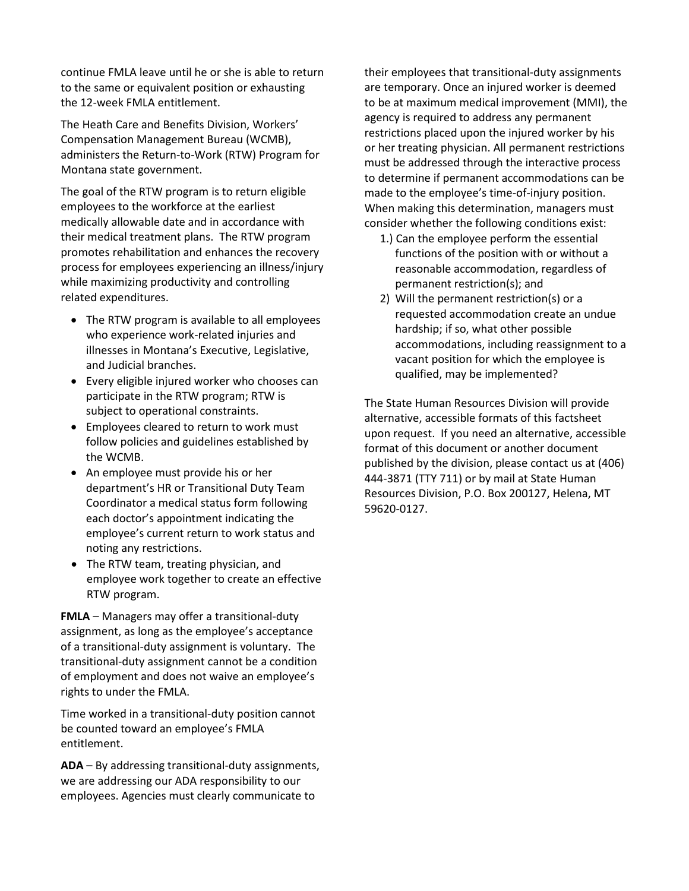continue FMLA leave until he or she is able to return to the same or equivalent position or exhausting the 12-week FMLA entitlement.

The Heath Care and Benefits Division, Workers' Compensation Management Bureau (WCMB), administers the Return-to-Work (RTW) Program for Montana state government.

The goal of the RTW program is to return eligible employees to the workforce at the earliest medically allowable date and in accordance with their medical treatment plans. The RTW program promotes rehabilitation and enhances the recovery process for employees experiencing an illness/injury while maximizing productivity and controlling related expenditures.

- The RTW program is available to all employees who experience work-related injuries and illnesses in Montana's Executive, Legislative, and Judicial branches.
- Every eligible injured worker who chooses can participate in the RTW program; RTW is subject to operational constraints.
- Employees cleared to return to work must follow policies and guidelines established by the WCMB.
- An employee must provide his or her department's HR or Transitional Duty Team Coordinator a medical status form following each doctor's appointment indicating the employee's current return to work status and noting any restrictions.
- The RTW team, treating physician, and employee work together to create an effective RTW program.

**FMLA** – Managers may offer a transitional-duty assignment, as long as the employee's acceptance of a transitional-duty assignment is voluntary. The transitional-duty assignment cannot be a condition of employment and does not waive an employee's rights to under the FMLA.

Time worked in a transitional-duty position cannot be counted toward an employee's FMLA entitlement.

**ADA** – By addressing transitional-duty assignments, we are addressing our ADA responsibility to our employees. Agencies must clearly communicate to their employees that transitional-duty assignments are temporary. Once an injured worker is deemed to be at maximum medical improvement (MMI), the agency is required to address any permanent restrictions placed upon the injured worker by his or her treating physician. All permanent restrictions must be addressed through the interactive process to determine if permanent accommodations can be made to the employee's time-of-injury position. When making this determination, managers must consider whether the following conditions exist:

1.) Can the employee perform the essential functions of the position with or without a reasonable accommodation, regardless of permanent restriction(s); and
2) Will the permanent restriction(s) or a requested accommodation create an undue hardship; if so, what other possible accommodations, including reassignment to a vacant position for which the employee is qualified, may be implemented?

The State Human Resources Division will provide alternative, accessible formats of this factsheet upon request. If you need an alternative, accessible format of this document or another document published by the division, please contact us at (406) 444-3871 (TTY 711) or by mail at State Human Resources Division, P.O. Box 200127, Helena, MT 59620-0127.